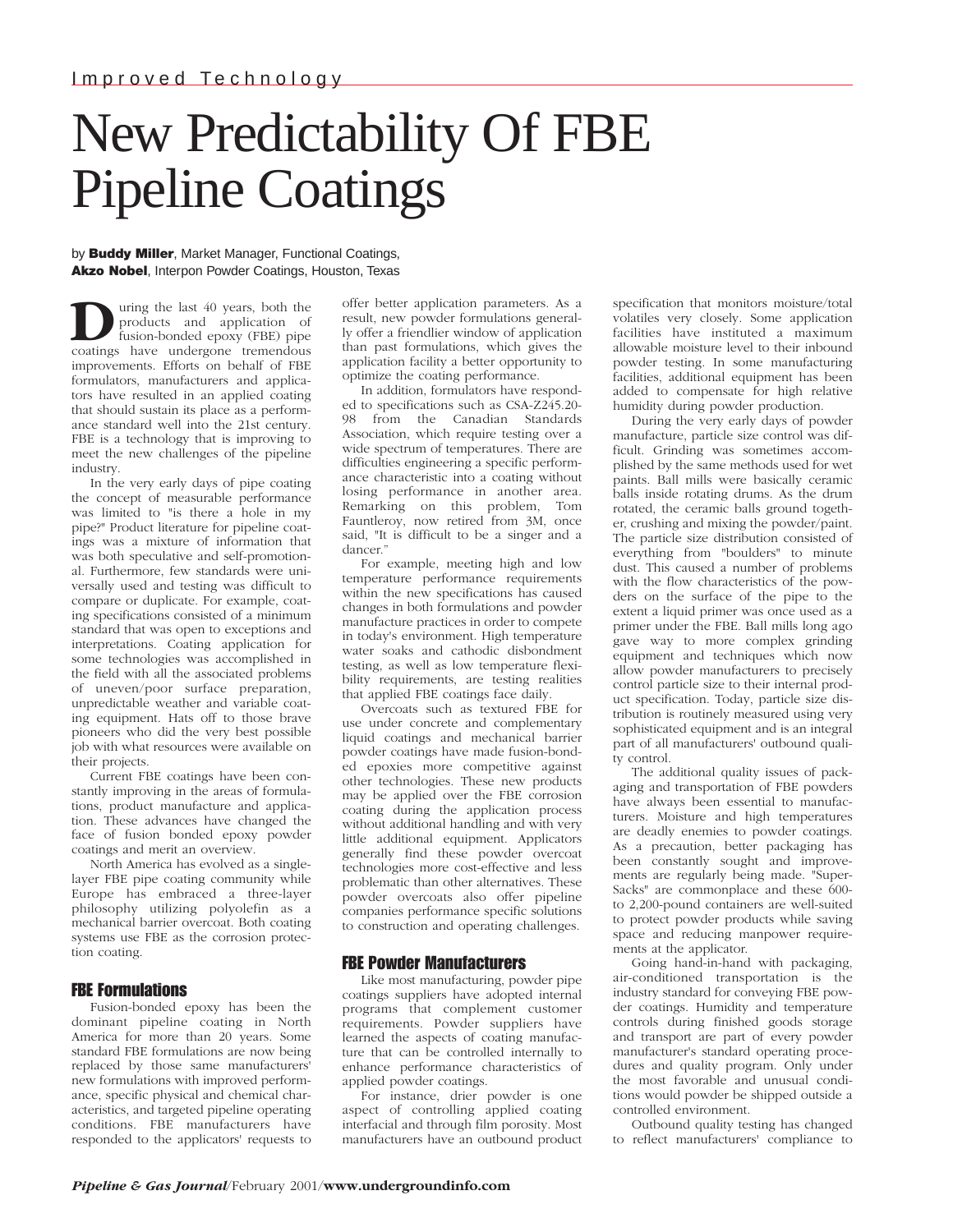Improved Technology

# New Predictability Of FBE Pipeline Coatings

by **Buddy Miller**, Market Manager, Functional Coatings, **Akzo Nobel**, Interpon Powder Coatings, Houston, Texas

During the last 40 years, both the products and application of fusion-bonded epoxy (FBE) pipe coatings have undergone tremendous improvements. Efforts on behalf of FBE formulators, manufacturers and applicators have resulted in an applied coating that should sustain its place as a performance standard well into the 21st century. FBE is a technology that is improving to meet the new challenges of the pipeline industry.

In the very early days of pipe coating the concept of measurable performance was limited to "is there a hole in my pipe?" Product literature for pipeline coatings was a mixture of information that was both speculative and self-promotional. Furthermore, few standards were universally used and testing was difficult to compare or duplicate. For example, coating specifications consisted of a minimum standard that was open to exceptions and interpretations. Coating application for some technologies was accomplished in the field with all the associated problems of uneven/poor surface preparation, unpredictable weather and variable coating equipment. Hats off to those brave pioneers who did the very best possible job with what resources were available on their projects.

Current FBE coatings have been constantly improving in the areas of formulations, product manufacture and application. These advances have changed the face of fusion bonded epoxy powder coatings and merit an overview.

North America has evolved as a single-layer FBE pipe coating community while Europe has embraced a three-layer philosophy utilizing polyolefin as a mechanical barrier overcoat. Both coating systems use FBE as the corrosion protection coating.

## FBE Formulations

Fusion-bonded epoxy has been the dominant pipeline coating in North America for more than 20 years. Some standard FBE formulations are now being replaced by those same manufacturers' new formulations with improved performance, specific physical and chemical characteristics, and targeted pipeline operating conditions. FBE manufacturers have responded to the applicators' requests to offer better application parameters. As a result, new powder formulations generally offer a friendlier window of application than past formulations, which gives the application facility a better opportunity to optimize the coating performance.

In addition, formulators have responded to specifications such as CSA-Z245.20-98 from the Canadian Standards Association, which require testing over a wide spectrum of temperatures. There are difficulties engineering a specific performance characteristic into a coating without losing performance in another area. Remarking on this problem, Tom Fauntleroy, now retired from 3M, once said, "It is difficult to be a singer and a dancer."

For example, meeting high and low temperature performance requirements within the new specifications has caused changes in both formulations and powder manufacture practices in order to compete in today's environment. High temperature water soaks and cathodic disbondment testing, as well as low temperature flexibility requirements, are testing realities that applied FBE coatings face daily.

Overcoats such as textured FBE for use under concrete and complementary liquid coatings and mechanical barrier powder coatings have made fusion-bonded epoxies more competitive against other technologies. These new products may be applied over the FBE corrosion coating during the application process without additional handling and with very little additional equipment. Applicators generally find these powder overcoat technologies more cost-effective and less problematic than other alternatives. These powder overcoats also offer pipeline companies performance specific solutions to construction and operating challenges.

## FBE Powder Manufacturers

Like most manufacturing, powder pipe coatings suppliers have adopted internal programs that complement customer requirements. Powder suppliers have learned the aspects of coating manufacture that can be controlled internally to enhance performance characteristics of applied powder coatings.

For instance, drier powder is one aspect of controlling applied coating interfacial and through film porosity. Most manufacturers have an outbound product specification that monitors moisture/total volatiles very closely. Some application facilities have instituted a maximum allowable moisture level to their inbound powder testing. In some manufacturing facilities, additional equipment has been added to compensate for high relative humidity during powder production.

During the very early days of powder manufacture, particle size control was difficult. Grinding was sometimes accomplished by the same methods used for wet paints. Ball mills were basically ceramic balls inside rotating drums. As the drum rotated, the ceramic balls ground together, crushing and mixing the powder/paint. The particle size distribution consisted of everything from "boulders" to minute dust. This caused a number of problems with the flow characteristics of the powders on the surface of the pipe to the extent a liquid primer was once used as a primer under the FBE. Ball mills long ago gave way to more complex grinding equipment and techniques which now allow powder manufacturers to precisely control particle size to their internal product specification. Today, particle size distribution is routinely measured using very sophisticated equipment and is an integral part of all manufacturers' outbound quality control.

The additional quality issues of packaging and transportation of FBE powders have always been essential to manufacturers. Moisture and high temperatures are deadly enemies to powder coatings. As a precaution, better packaging has been constantly sought and improvements are regularly being made. "Super-Sacks" are commonplace and these 600- to 2,200-pound containers are well-suited to protect powder products while saving space and reducing manpower requirements at the applicator.

Going hand-in-hand with packaging, air-conditioned transportation is the industry standard for conveying FBE powder coatings. Humidity and temperature controls during finished goods storage and transport are part of every powder manufacturer's standard operating procedures and quality program. Only under the most favorable and unusual conditions would powder be shipped outside a controlled environment.

Outbound quality testing has changed to reflect manufacturers' compliance to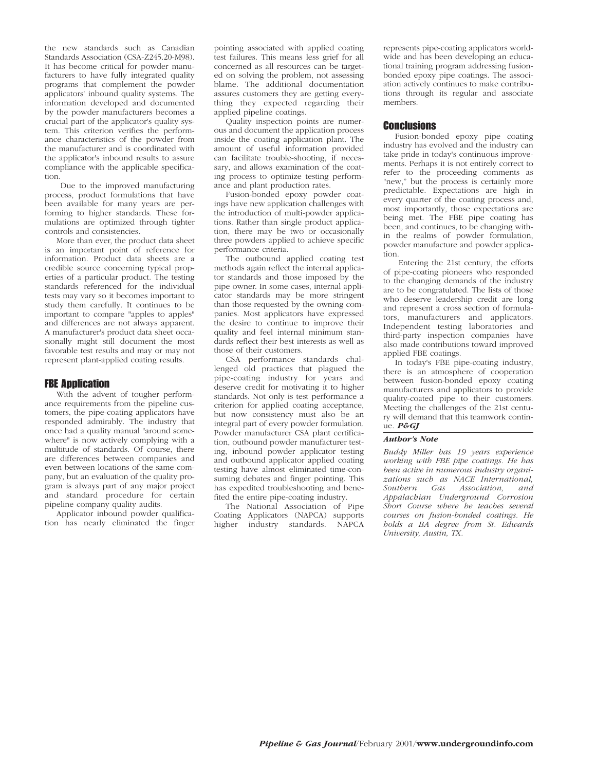the new standards such as Canadian Standards Association (CSA-Z245.20-M98). It has become critical for powder manufacturers to have fully integrated quality programs that complement the powder applicators' inbound quality systems. The information developed and documented by the powder manufacturers becomes a crucial part of the applicator's quality system. This criterion verifies the performance characteristics of the powder from the manufacturer and is coordinated with the applicator's inbound results to assure compliance with the applicable specification.

Due to the improved manufacturing process, product formulations that have been available for many years are performing to higher standards. These formulations are optimized through tighter controls and consistencies.

More than ever, the product data sheet is an important point of reference for information. Product data sheets are a credible source concerning typical properties of a particular product. The testing standards referenced for the individual tests may vary so it becomes important to study them carefully. It continues to be important to compare "apples to apples" and differences are not always apparent. A manufacturer's product data sheet occasionally might still document the most favorable test results and may or may not represent plant-applied coating results.

## FBE Application

With the advent of tougher performance requirements from the pipeline customers, the pipe-coating applicators have responded admirably. The industry that once had a quality manual "around somewhere" is now actively complying with a multitude of standards. Of course, there are differences between companies and even between locations of the same company, but an evaluation of the quality program is always part of any major project and standard procedure for certain pipeline company quality audits.

Applicator inbound powder qualification has nearly eliminated the finger pointing associated with applied coating test failures. This means less grief for all concerned as all resources can be targeted on solving the problem, not assessing blame. The additional documentation assures customers they are getting everything they expected regarding their applied pipeline coatings.

Quality inspection points are numerous and document the application process inside the coating application plant. The amount of useful information provided can facilitate trouble-shooting, if necessary, and allows examination of the coating process to optimize testing performance and plant production rates.

Fusion-bonded epoxy powder coatings have new application challenges with the introduction of multi-powder applications. Rather than single product application, there may be two or occasionally three powders applied to achieve specific performance criteria.

The outbound applied coating test methods again reflect the internal applicator standards and those imposed by the pipe owner. In some cases, internal applicator standards may be more stringent than those requested by the owning companies. Most applicators have expressed the desire to continue to improve their quality and feel internal minimum standards reflect their best interests as well as those of their customers.

CSA performance standards challenged old practices that plagued the pipe-coating industry for years and deserve credit for motivating it to higher standards. Not only is test performance a criterion for applied coating acceptance, but now consistency must also be an integral part of every powder formulation. Powder manufacturer CSA plant certification, outbound powder manufacturer testing, inbound powder applicator testing and outbound applicator applied coating testing have almost eliminated time-consuming debates and finger pointing. This has expedited troubleshooting and benefited the entire pipe-coating industry.

The National Association of Pipe Coating Applicators (NAPCA) supports higher industry standards. NAPCA represents pipe-coating applicators worldwide and has been developing an educational training program addressing fusion-bonded epoxy pipe coatings. The association actively continues to make contributions through its regular and associate members.

## Conclusions

Fusion-bonded epoxy pipe coating industry has evolved and the industry can take pride in today's continuous improvements. Perhaps it is not entirely correct to refer to the proceeding comments as "new," but the process is certainly more predictable. Expectations are high in every quarter of the coating process and, most importantly, those expectations are being met. The FBE pipe coating has been, and continues, to be changing within the realms of powder formulation, powder manufacture and powder application.

Entering the 21st century, the efforts of pipe-coating pioneers who responded to the changing demands of the industry are to be congratulated. The lists of those who deserve leadership credit are long and represent a cross section of formulators, manufacturers and applicators. Independent testing laboratories and third-party inspection companies have also made contributions toward improved applied FBE coatings.

In today's FBE pipe-coating industry, there is an atmosphere of cooperation between fusion-bonded epoxy coating manufacturers and applicators to provide quality-coated pipe to their customers. Meeting the challenges of the 21st century will demand that this teamwork continue. ***P&GJ***

***Author's Note***

*Buddy Miller has 19 years experience working with FBE pipe coatings. He has been active in numerous industry organizations such as NACE International, Southern Gas Association, and Appalachian Underground Corrosion Short Course where he teaches several courses on fusion-bonded coatings. He holds a BA degree from St. Edwards University, Austin, TX.*